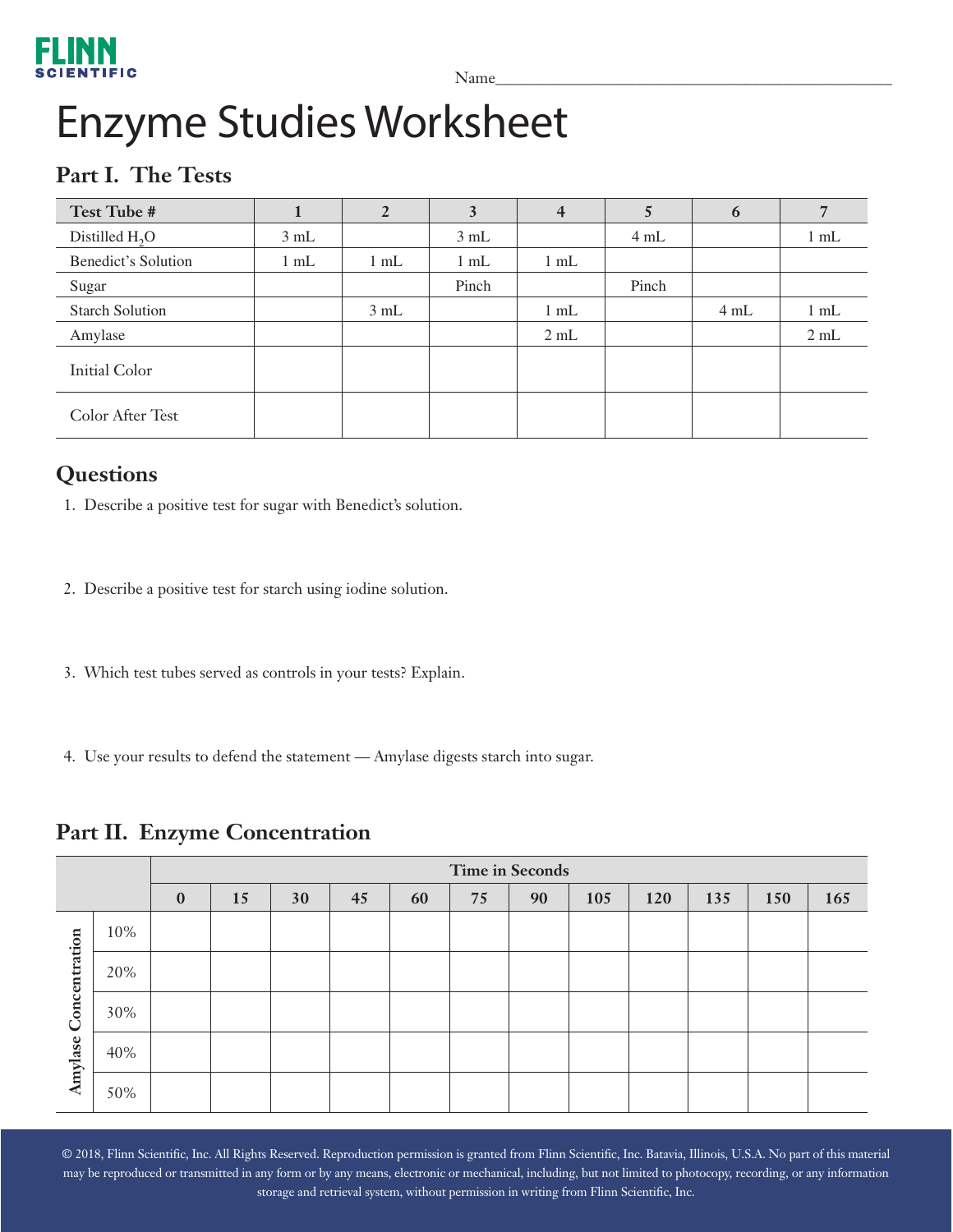FLINN SCIENTIFIC

Name________________________________________________

# Enzyme Studies Worksheet

## Part I. The Tests

| Test Tube # | 1 | 2 | 3 | 4 | 5 | 6 | 7 |
|---|---|---|---|---|---|---|---|
| Distilled $H_2O$ | 3 mL | | 3 mL | | 4 mL | | 1 mL |
| Benedict's Solution | 1 mL | 1 mL | 1 mL | 1 mL | | | |
| Sugar | | | Pinch | | Pinch | | |
| Starch Solution | | 3 mL | | 1 mL | | 4 mL | 1 mL |
| Amylase | | | | 2 mL | | | 2 mL |
| Initial Color | | | | | | | |
| Color After Test | | | | | | | |

## Questions

1. Describe a positive test for sugar with Benedict's solution.

2. Describe a positive test for starch using iodine solution.

3. Which test tubes served as controls in your tests? Explain.

4. Use your results to defend the statement — Amylase digests starch into sugar.

## Part II. Enzyme Concentration

| | | Time in Seconds | | | | | | | | | | | |
|---|---|---|---|---|---|---|---|---|---|---|---|---|---|
| | | **0** | **15** | **30** | **45** | **60** | **75** | **90** | **105** | **120** | **135** | **150** | **165** |
| Amylase Concentration | 10% | | | | | | | | | | | | |
| | 20% | | | | | | | | | | | | |
| | 30% | | | | | | | | | | | | |
| | 40% | | | | | | | | | | | | |
| | 50% | | | | | | | | | | | | |

© 2018, Flinn Scientific, Inc. All Rights Reserved. Reproduction permission is granted from Flinn Scientific, Inc. Batavia, Illinois, U.S.A. No part of this material may be reproduced or transmitted in any form or by any means, electronic or mechanical, including, but not limited to photocopy, recording, or any information storage and retrieval system, without permission in writing from Flinn Scientific, Inc.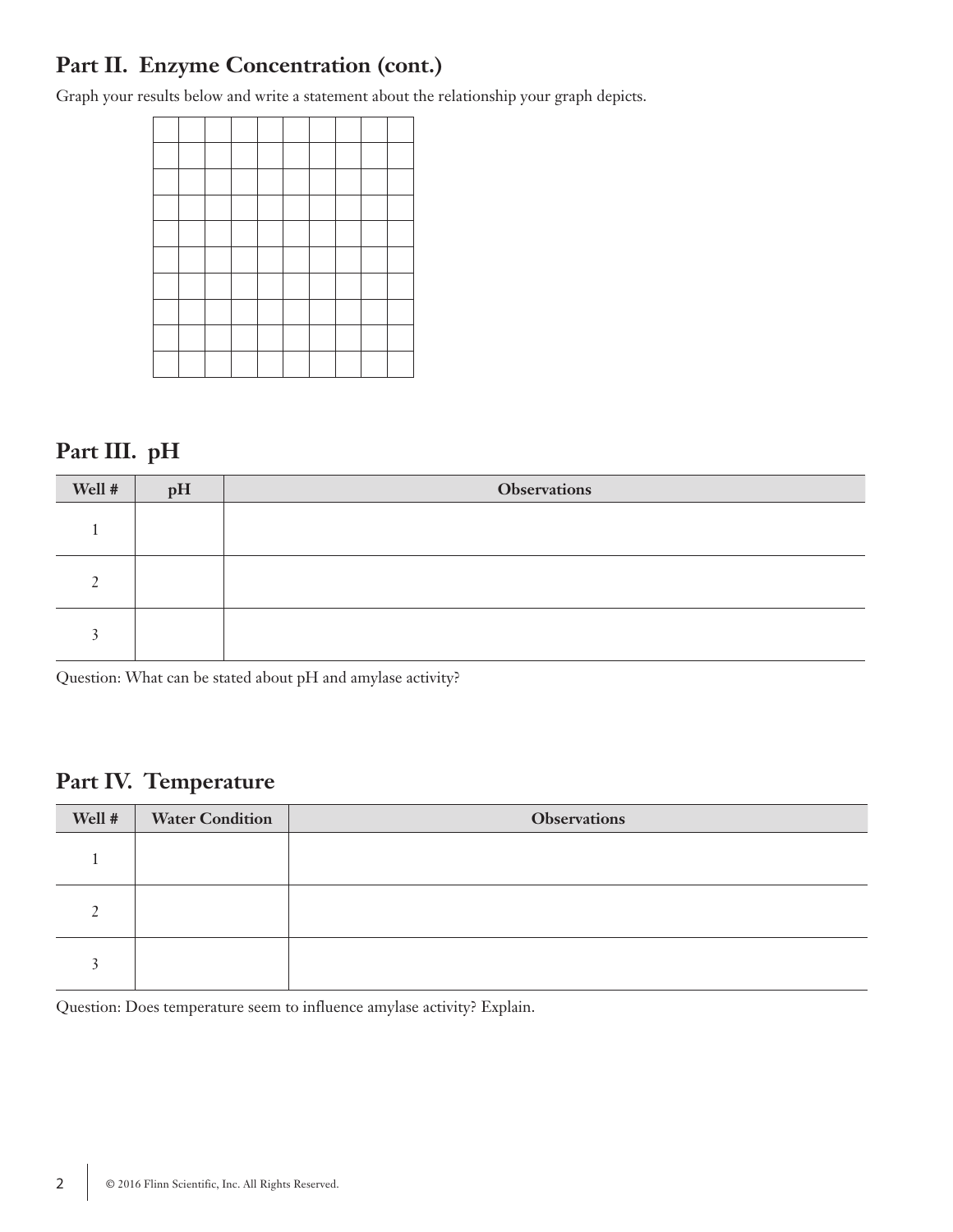## Part II. Enzyme Concentration (cont.)

Graph your results below and write a statement about the relationship your graph depicts.

## Part III. pH

| Well # | pH | Observations |
|---|---|---|
| 1 | | |
| 2 | | |
| 3 | | |

Question: What can be stated about pH and amylase activity?

## Part IV. Temperature

| Well # | Water Condition | Observations |
|---|---|---|
| 1 | | |
| 2 | | |
| 3 | | |

Question: Does temperature seem to influence amylase activity? Explain.

© 2016 Flinn Scientific, Inc. All Rights Reserved.